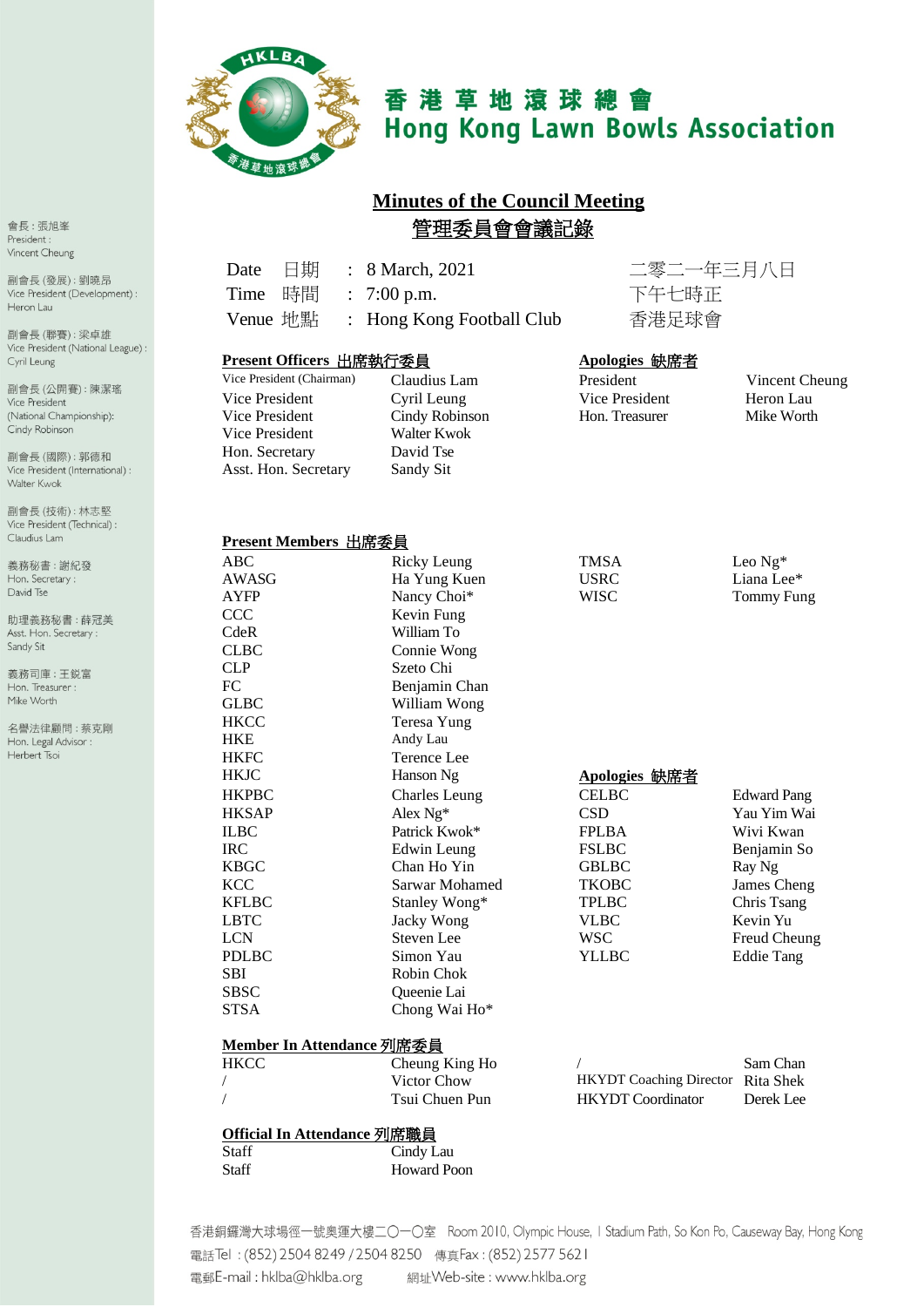# 香港草地滾球總會
# Hong Kong Lawn Bowls Association

會長：張旭峯
President : Vincent Cheung

副會長 (發展)：劉曉昂
Vice President (Development) : Heron Lau

副會長 (聯賽)：梁卓雄
Vice President (National League) : Cyril Leung

副會長 (公開賽)：陳潔瑤
Vice President (National Championship): Cindy Robinson

副會長 (國際)：郭德和
Vice President (International) : Walter Kwok

副會長 (技術)：林志堅
Vice President (Technical) : Claudius Lam

義務秘書：謝紀發
Hon. Secretary : David Tse

助理義務秘書：薛冠美
Asst. Hon. Secretary : Sandy Sit

義務司庫：王銳富
Hon. Treasurer : Mike Worth

名譽法律顧問：蔡克剛
Hon. Legal Advisor : Herbert Tsoi

## Minutes of the Council Meeting
## 管理委員會會議記錄

| | | |
|---|---|---|
| Date 日期 | : 8 March, 2021 | 二零二一年三月八日 |
| Time 時間 | : 7:00 p.m. | 下午七時正 |
| Venue 地點 | : Hong Kong Football Club | 香港足球會 |

**Present Officers 出席執行委員**

| | |
|---|---|
| Vice President (Chairman) | Claudius Lam |
| Vice President | Cyril Leung |
| Vice President | Cindy Robinson |
| Vice President | Walter Kwok |
| Hon. Secretary | David Tse |
| Asst. Hon. Secretary | Sandy Sit |

**Apologies 缺席者**

| | |
|---|---|
| President | Vincent Cheung |
| Vice President | Heron Lau |
| Hon. Treasurer | Mike Worth |

**Present Members 出席委員**

| | |
|---|---|
| ABC | Ricky Leung |
| AWASG | Ha Yung Kuen |
| AYFP | Nancy Choi* |
| CCC | Kevin Fung |
| CdeR | William To |
| CLBC | Connie Wong |
| CLP | Szeto Chi |
| FC | Benjamin Chan |
| GLBC | William Wong |
| HKCC | Teresa Yung |
| HKE | Andy Lau |
| HKFC | Terence Lee |
| HKJC | Hanson Ng |
| HKPBC | Charles Leung |
| HKSAP | Alex Ng* |
| ILBC | Patrick Kwok* |
| IRC | Edwin Leung |
| KBGC | Chan Ho Yin |
| KCC | Sarwar Mohamed |
| KFLBC | Stanley Wong* |
| LBTC | Jacky Wong |
| LCN | Steven Lee |
| PDLBC | Simon Yau |
| SBI | Robin Chok |
| SBSC | Queenie Lai |
| STSA | Chong Wai Ho* |
| TMSA | Leo Ng* |
| USRC | Liana Lee* |
| WISC | Tommy Fung |

**Apologies 缺席者**

| | |
|---|---|
| CELBC | Edward Pang |
| CSD | Yau Yim Wai |
| FPLBA | Wivi Kwan |
| FSLBC | Benjamin So |
| GBLBC | Ray Ng |
| TKOBC | James Cheng |
| TPLBC | Chris Tsang |
| VLBC | Kevin Yu |
| WSC | Freud Cheung |
| YLLBC | Eddie Tang |

**Member In Attendance 列席委員**

| | |
|---|---|
| HKCC | Cheung King Ho |
| / | Victor Chow |
| / | Tsui Chuen Pun |
| / | Sam Chan |
| HKYDT Coaching Director | Rita Shek |
| HKYDT Coordinator | Derek Lee |

**Official In Attendance 列席職員**

| | |
|---|---|
| Staff | Cindy Lau |
| Staff | Howard Poon |

香港銅鑼灣大球場徑一號奧運大樓二〇一〇室 Room 2010, Olympic House, 1 Stadium Path, So Kon Po, Causeway Bay, Hong Kong
電話Tel：(852) 2504 8249 / 2504 8250 傳真Fax：(852) 2577 5621
電郵E-mail：hklba@hklba.org 網址Web-site：www.hklba.org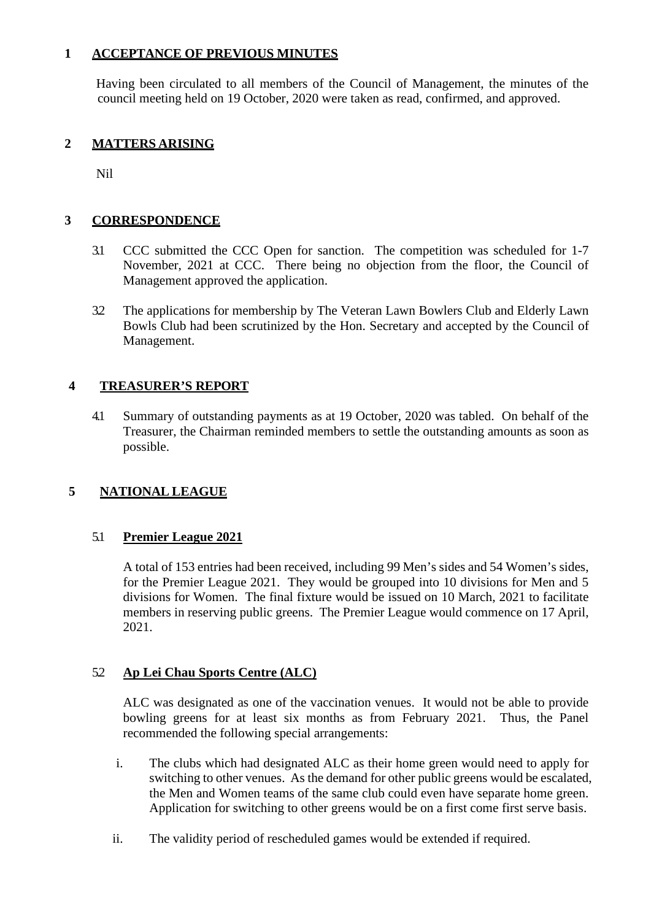## 1 ACCEPTANCE OF PREVIOUS MINUTES

Having been circulated to all members of the Council of Management, the minutes of the council meeting held on 19 October, 2020 were taken as read, confirmed, and approved.

## 2 MATTERS ARISING

Nil

## 3 CORRESPONDENCE

3.1 CCC submitted the CCC Open for sanction. The competition was scheduled for 1-7 November, 2021 at CCC. There being no objection from the floor, the Council of Management approved the application.

3.2 The applications for membership by The Veteran Lawn Bowlers Club and Elderly Lawn Bowls Club had been scrutinized by the Hon. Secretary and accepted by the Council of Management.

## 4 TREASURER'S REPORT

4.1 Summary of outstanding payments as at 19 October, 2020 was tabled. On behalf of the Treasurer, the Chairman reminded members to settle the outstanding amounts as soon as possible.

## 5 NATIONAL LEAGUE

### 5.1 Premier League 2021

A total of 153 entries had been received, including 99 Men's sides and 54 Women's sides, for the Premier League 2021. They would be grouped into 10 divisions for Men and 5 divisions for Women. The final fixture would be issued on 10 March, 2021 to facilitate members in reserving public greens. The Premier League would commence on 17 April, 2021.

### 5.2 Ap Lei Chau Sports Centre (ALC)

ALC was designated as one of the vaccination venues. It would not be able to provide bowling greens for at least six months as from February 2021. Thus, the Panel recommended the following special arrangements:

i. The clubs which had designated ALC as their home green would need to apply for switching to other venues. As the demand for other public greens would be escalated, the Men and Women teams of the same club could even have separate home green. Application for switching to other greens would be on a first come first serve basis.

ii. The validity period of rescheduled games would be extended if required.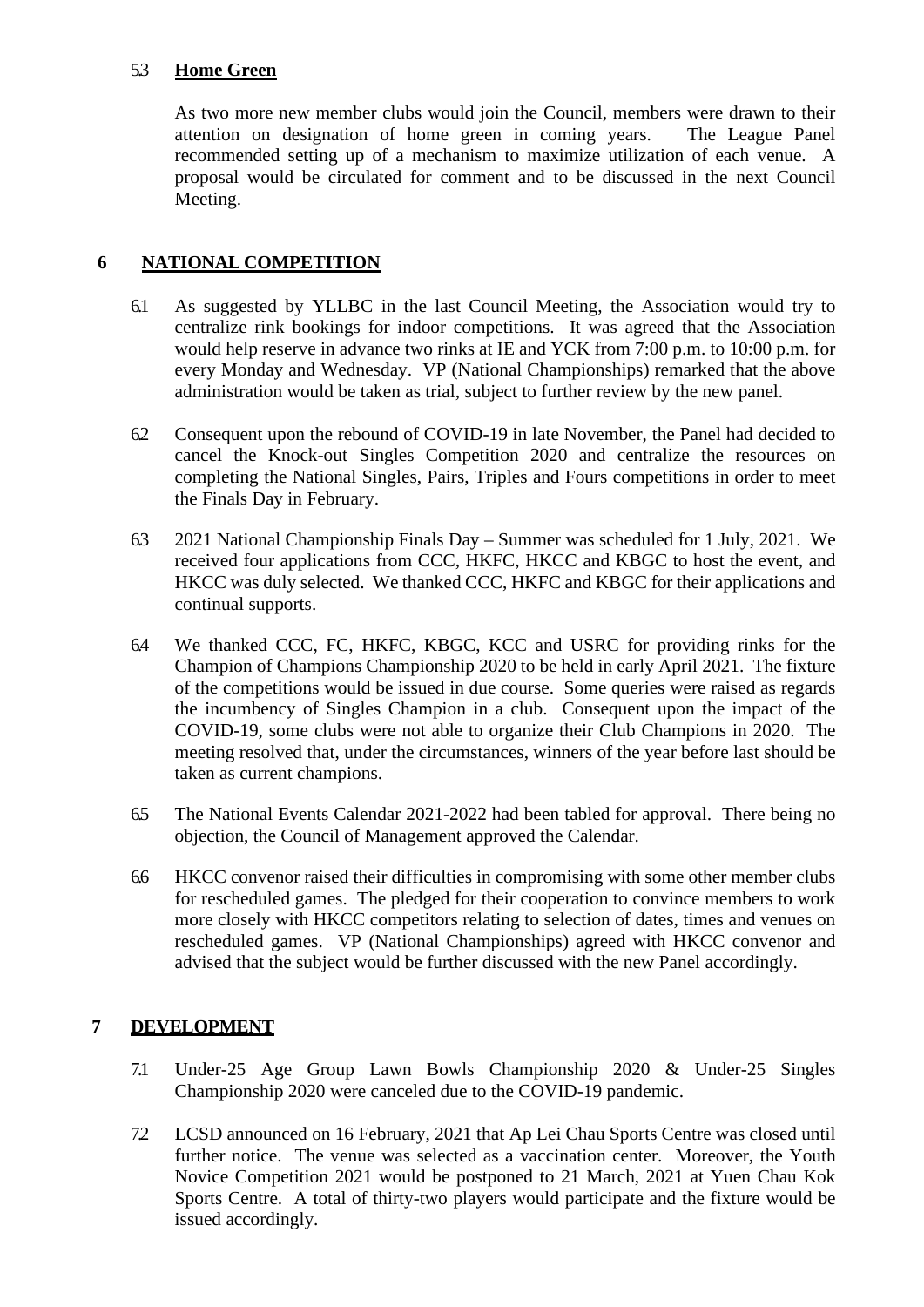5.3 **Home Green**

As two more new member clubs would join the Council, members were drawn to their attention on designation of home green in coming years. The League Panel recommended setting up of a mechanism to maximize utilization of each venue. A proposal would be circulated for comment and to be discussed in the next Council Meeting.

## 6 NATIONAL COMPETITION

6.1 As suggested by YLLBC in the last Council Meeting, the Association would try to centralize rink bookings for indoor competitions. It was agreed that the Association would help reserve in advance two rinks at IE and YCK from 7:00 p.m. to 10:00 p.m. for every Monday and Wednesday. VP (National Championships) remarked that the above administration would be taken as trial, subject to further review by the new panel.

6.2 Consequent upon the rebound of COVID-19 in late November, the Panel had decided to cancel the Knock-out Singles Competition 2020 and centralize the resources on completing the National Singles, Pairs, Triples and Fours competitions in order to meet the Finals Day in February.

6.3 2021 National Championship Finals Day – Summer was scheduled for 1 July, 2021. We received four applications from CCC, HKFC, HKCC and KBGC to host the event, and HKCC was duly selected. We thanked CCC, HKFC and KBGC for their applications and continual supports.

6.4 We thanked CCC, FC, HKFC, KBGC, KCC and USRC for providing rinks for the Champion of Champions Championship 2020 to be held in early April 2021. The fixture of the competitions would be issued in due course. Some queries were raised as regards the incumbency of Singles Champion in a club. Consequent upon the impact of the COVID-19, some clubs were not able to organize their Club Champions in 2020. The meeting resolved that, under the circumstances, winners of the year before last should be taken as current champions.

6.5 The National Events Calendar 2021-2022 had been tabled for approval. There being no objection, the Council of Management approved the Calendar.

6.6 HKCC convenor raised their difficulties in compromising with some other member clubs for rescheduled games. The pledged for their cooperation to convince members to work more closely with HKCC competitors relating to selection of dates, times and venues on rescheduled games. VP (National Championships) agreed with HKCC convenor and advised that the subject would be further discussed with the new Panel accordingly.

## 7 DEVELOPMENT

7.1 Under-25 Age Group Lawn Bowls Championship 2020 & Under-25 Singles Championship 2020 were canceled due to the COVID-19 pandemic.

7.2 LCSD announced on 16 February, 2021 that Ap Lei Chau Sports Centre was closed until further notice. The venue was selected as a vaccination center. Moreover, the Youth Novice Competition 2021 would be postponed to 21 March, 2021 at Yuen Chau Kok Sports Centre. A total of thirty-two players would participate and the fixture would be issued accordingly.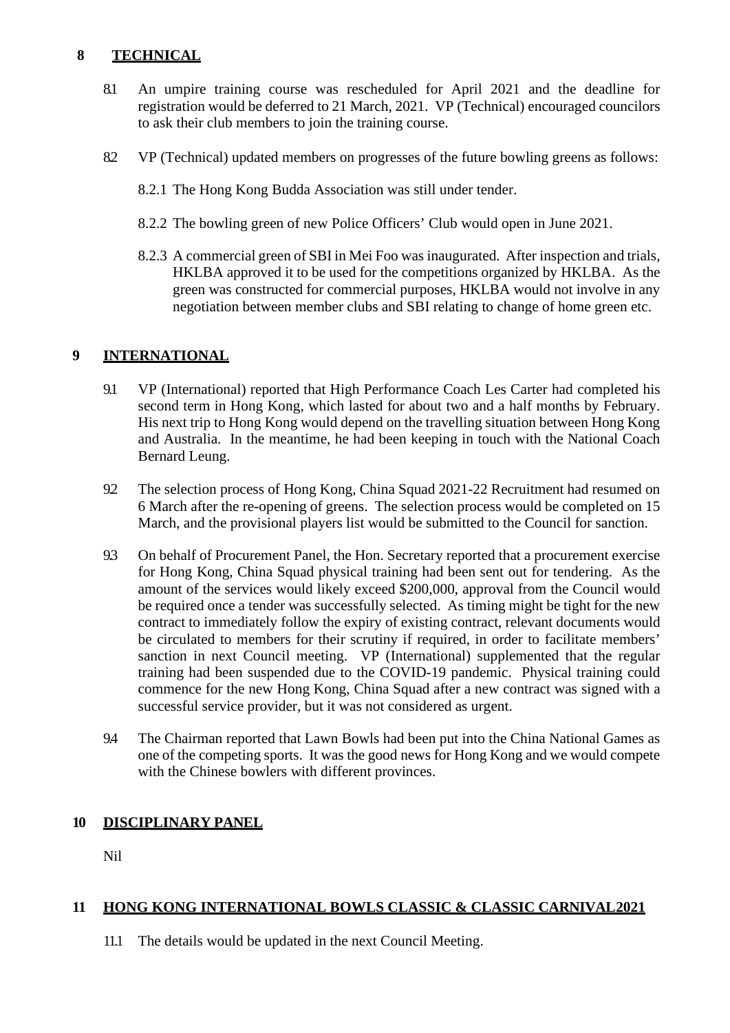## 8 TECHNICAL

8.1 An umpire training course was rescheduled for April 2021 and the deadline for registration would be deferred to 21 March, 2021. VP (Technical) encouraged councilors to ask their club members to join the training course.

8.2 VP (Technical) updated members on progresses of the future bowling greens as follows:

8.2.1 The Hong Kong Budda Association was still under tender.

8.2.2 The bowling green of new Police Officers' Club would open in June 2021.

8.2.3 A commercial green of SBI in Mei Foo was inaugurated. After inspection and trials, HKLBA approved it to be used for the competitions organized by HKLBA. As the green was constructed for commercial purposes, HKLBA would not involve in any negotiation between member clubs and SBI relating to change of home green etc.

## 9 INTERNATIONAL

9.1 VP (International) reported that High Performance Coach Les Carter had completed his second term in Hong Kong, which lasted for about two and a half months by February. His next trip to Hong Kong would depend on the travelling situation between Hong Kong and Australia. In the meantime, he had been keeping in touch with the National Coach Bernard Leung.

9.2 The selection process of Hong Kong, China Squad 2021-22 Recruitment had resumed on 6 March after the re-opening of greens. The selection process would be completed on 15 March, and the provisional players list would be submitted to the Council for sanction.

9.3 On behalf of Procurement Panel, the Hon. Secretary reported that a procurement exercise for Hong Kong, China Squad physical training had been sent out for tendering. As the amount of the services would likely exceed $200,000, approval from the Council would be required once a tender was successfully selected. As timing might be tight for the new contract to immediately follow the expiry of existing contract, relevant documents would be circulated to members for their scrutiny if required, in order to facilitate members' sanction in next Council meeting. VP (International) supplemented that the regular training had been suspended due to the COVID-19 pandemic. Physical training could commence for the new Hong Kong, China Squad after a new contract was signed with a successful service provider, but it was not considered as urgent.

9.4 The Chairman reported that Lawn Bowls had been put into the China National Games as one of the competing sports. It was the good news for Hong Kong and we would compete with the Chinese bowlers with different provinces.

## 10 DISCIPLINARY PANEL

Nil

## 11 HONG KONG INTERNATIONAL BOWLS CLASSIC & CLASSIC CARNIVAL2021

11.1 The details would be updated in the next Council Meeting.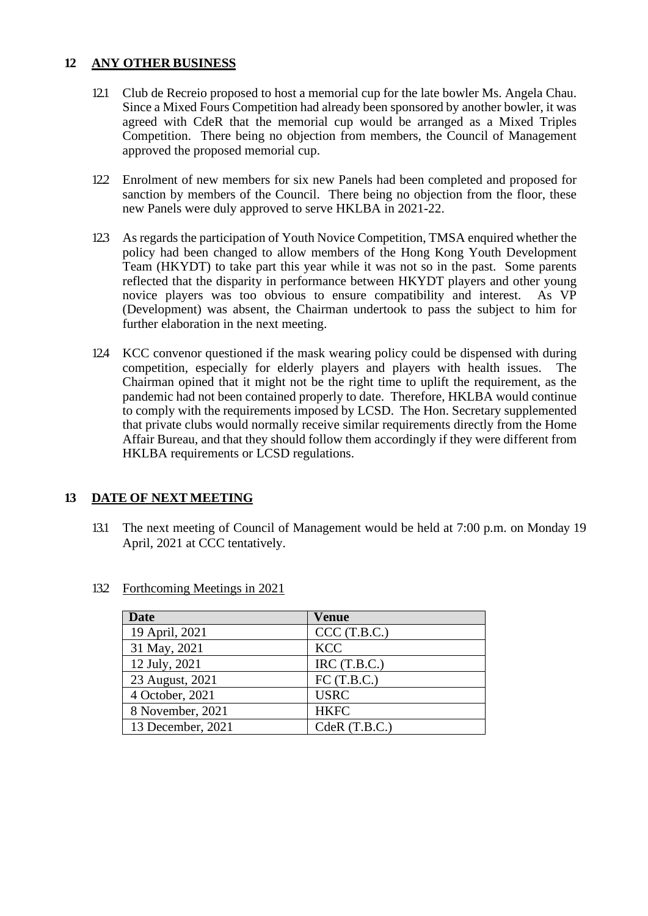## 12 ANY OTHER BUSINESS

12.1 Club de Recreio proposed to host a memorial cup for the late bowler Ms. Angela Chau. Since a Mixed Fours Competition had already been sponsored by another bowler, it was agreed with CdeR that the memorial cup would be arranged as a Mixed Triples Competition. There being no objection from members, the Council of Management approved the proposed memorial cup.

12.2 Enrolment of new members for six new Panels had been completed and proposed for sanction by members of the Council. There being no objection from the floor, these new Panels were duly approved to serve HKLBA in 2021-22.

12.3 As regards the participation of Youth Novice Competition, TMSA enquired whether the policy had been changed to allow members of the Hong Kong Youth Development Team (HKYDT) to take part this year while it was not so in the past. Some parents reflected that the disparity in performance between HKYDT players and other young novice players was too obvious to ensure compatibility and interest. As VP (Development) was absent, the Chairman undertook to pass the subject to him for further elaboration in the next meeting.

12.4 KCC convenor questioned if the mask wearing policy could be dispensed with during competition, especially for elderly players and players with health issues. The Chairman opined that it might not be the right time to uplift the requirement, as the pandemic had not been contained properly to date. Therefore, HKLBA would continue to comply with the requirements imposed by LCSD. The Hon. Secretary supplemented that private clubs would normally receive similar requirements directly from the Home Affair Bureau, and that they should follow them accordingly if they were different from HKLBA requirements or LCSD regulations.

## 13 DATE OF NEXT MEETING

13.1 The next meeting of Council of Management would be held at 7:00 p.m. on Monday 19 April, 2021 at CCC tentatively.

13.2 Forthcoming Meetings in 2021

| Date | Venue |
|---|---|
| 19 April, 2021 | CCC (T.B.C.) |
| 31 May, 2021 | KCC |
| 12 July, 2021 | IRC (T.B.C.) |
| 23 August, 2021 | FC (T.B.C.) |
| 4 October, 2021 | USRC |
| 8 November, 2021 | HKFC |
| 13 December, 2021 | CdeR (T.B.C.) |